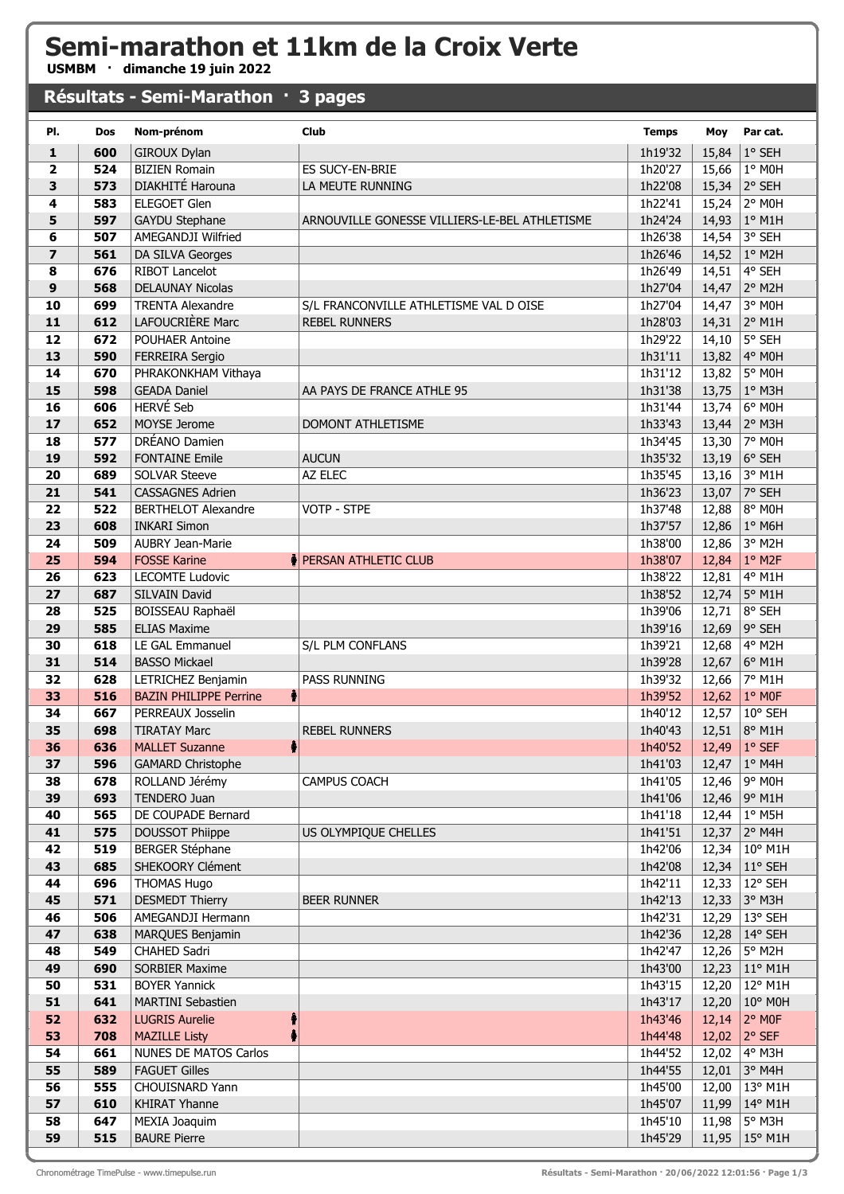# Semi-marathon et 11km de la Croix Verte

**USMBM · dimanche 19 juin 2022**

## Résultats - Semi-Marathon · 3 pages

| Pl. | Dos | Nom-prénom | Club | Temps | Moy | Par cat. |
|---|---|---|---|---|---|---|
| 1 | 600 | GIROUX Dylan | | 1h19'32 | 15,84 | 1° SEH |
| 2 | 524 | BIZIEN Romain | ES SUCY-EN-BRIE | 1h20'27 | 15,66 | 1° M0H |
| 3 | 573 | DIAKHITÉ Harouna | LA MEUTE RUNNING | 1h22'08 | 15,34 | 2° SEH |
| 4 | 583 | ELEGOET Glen | | 1h22'41 | 15,24 | 2° M0H |
| 5 | 597 | GAYDU Stephane | ARNOUVILLE GONESSE VILLIERS-LE-BEL ATHLETISME | 1h24'24 | 14,93 | 1° M1H |
| 6 | 507 | AMEGANDJI Wilfried | | 1h26'38 | 14,54 | 3° SEH |
| 7 | 561 | DA SILVA Georges | | 1h26'46 | 14,52 | 1° M2H |
| 8 | 676 | RIBOT Lancelot | | 1h26'49 | 14,51 | 4° SEH |
| 9 | 568 | DELAUNAY Nicolas | | 1h27'04 | 14,47 | 2° M2H |
| 10 | 699 | TRENTA Alexandre | S/L FRANCONVILLE ATHLETISME VAL D OISE | 1h27'04 | 14,47 | 3° M0H |
| 11 | 612 | LAFOUCRIÈRE Marc | REBEL RUNNERS | 1h28'03 | 14,31 | 2° M1H |
| 12 | 672 | POUHAER Antoine | | 1h29'22 | 14,10 | 5° SEH |
| 13 | 590 | FERREIRA Sergio | | 1h31'11 | 13,82 | 4° M0H |
| 14 | 670 | PHRAKONKHAM Vithaya | | 1h31'12 | 13,82 | 5° M0H |
| 15 | 598 | GEADA Daniel | AA PAYS DE FRANCE ATHLE 95 | 1h31'38 | 13,75 | 1° M3H |
| 16 | 606 | HERVÉ Seb | | 1h31'44 | 13,74 | 6° M0H |
| 17 | 652 | MOYSE Jerome | DOMONT ATHLETISME | 1h33'43 | 13,44 | 2° M3H |
| 18 | 577 | DRÉANO Damien | | 1h34'45 | 13,30 | 7° M0H |
| 19 | 592 | FONTAINE Emile | AUCUN | 1h35'32 | 13,19 | 6° SEH |
| 20 | 689 | SOLVAR Steeve | AZ ELEC | 1h35'45 | 13,16 | 3° M1H |
| 21 | 541 | CASSAGNES Adrien | | 1h36'23 | 13,07 | 7° SEH |
| 22 | 522 | BERTHELOT Alexandre | VOTP - STPE | 1h37'48 | 12,88 | 8° M0H |
| 23 | 608 | INKARI Simon | | 1h37'57 | 12,86 | 1° M6H |
| 24 | 509 | AUBRY Jean-Marie | | 1h38'00 | 12,86 | 3° M2H |
| 25 | 594 | FOSSE Karine | PERSAN ATHLETIC CLUB | 1h38'07 | 12,84 | 1° M2F |
| 26 | 623 | LECOMTE Ludovic | | 1h38'22 | 12,81 | 4° M1H |
| 27 | 687 | SILVAIN David | | 1h38'52 | 12,74 | 5° M1H |
| 28 | 525 | BOISSEAU Raphaël | | 1h39'06 | 12,71 | 8° SEH |
| 29 | 585 | ELIAS Maxime | | 1h39'16 | 12,69 | 9° SEH |
| 30 | 618 | LE GAL Emmanuel | S/L PLM CONFLANS | 1h39'21 | 12,68 | 4° M2H |
| 31 | 514 | BASSO Mickael | | 1h39'28 | 12,67 | 6° M1H |
| 32 | 628 | LETRICHEZ Benjamin | PASS RUNNING | 1h39'32 | 12,66 | 7° M1H |
| 33 | 516 | BAZIN PHILIPPE Perrine | | 1h39'52 | 12,62 | 1° M0F |
| 34 | 667 | PERREAUX Josselin | | 1h40'12 | 12,57 | 10° SEH |
| 35 | 698 | TIRATAY Marc | REBEL RUNNERS | 1h40'43 | 12,51 | 8° M1H |
| 36 | 636 | MALLET Suzanne | | 1h40'52 | 12,49 | 1° SEF |
| 37 | 596 | GAMARD Christophe | | 1h41'03 | 12,47 | 1° M4H |
| 38 | 678 | ROLLAND Jérémy | CAMPUS COACH | 1h41'05 | 12,46 | 9° M0H |
| 39 | 693 | TENDERO Juan | | 1h41'06 | 12,46 | 9° M1H |
| 40 | 565 | DE COUPADE Bernard | | 1h41'18 | 12,44 | 1° M5H |
| 41 | 575 | DOUSSOT Phiippe | US OLYMPIQUE CHELLES | 1h41'51 | 12,37 | 2° M4H |
| 42 | 519 | BERGER Stéphane | | 1h42'06 | 12,34 | 10° M1H |
| 43 | 685 | SHEKOORY Clément | | 1h42'08 | 12,34 | 11° SEH |
| 44 | 696 | THOMAS Hugo | | 1h42'11 | 12,33 | 12° SEH |
| 45 | 571 | DESMEDT Thierry | BEER RUNNER | 1h42'13 | 12,33 | 3° M3H |
| 46 | 506 | AMEGANDJI Hermann | | 1h42'31 | 12,29 | 13° SEH |
| 47 | 638 | MARQUES Benjamin | | 1h42'36 | 12,28 | 14° SEH |
| 48 | 549 | CHAHED Sadri | | 1h42'47 | 12,26 | 5° M2H |
| 49 | 690 | SORBIER Maxime | | 1h43'00 | 12,23 | 11° M1H |
| 50 | 531 | BOYER Yannick | | 1h43'15 | 12,20 | 12° M1H |
| 51 | 641 | MARTINI Sebastien | | 1h43'17 | 12,20 | 10° M0H |
| 52 | 632 | LUGRIS Aurelie | | 1h43'46 | 12,14 | 2° M0F |
| 53 | 708 | MAZILLE Listy | | 1h44'48 | 12,02 | 2° SEF |
| 54 | 661 | NUNES DE MATOS Carlos | | 1h44'52 | 12,02 | 4° M3H |
| 55 | 589 | FAGUET Gilles | | 1h44'55 | 12,01 | 3° M4H |
| 56 | 555 | CHOUISNARD Yann | | 1h45'00 | 12,00 | 13° M1H |
| 57 | 610 | KHIRAT Yhanne | | 1h45'07 | 11,99 | 14° M1H |
| 58 | 647 | MEXIA Joaquim | | 1h45'10 | 11,98 | 5° M3H |
| 59 | 515 | BAURE Pierre | | 1h45'29 | 11,95 | 15° M1H |

Chronométrage TimePulse - www.timepulse.run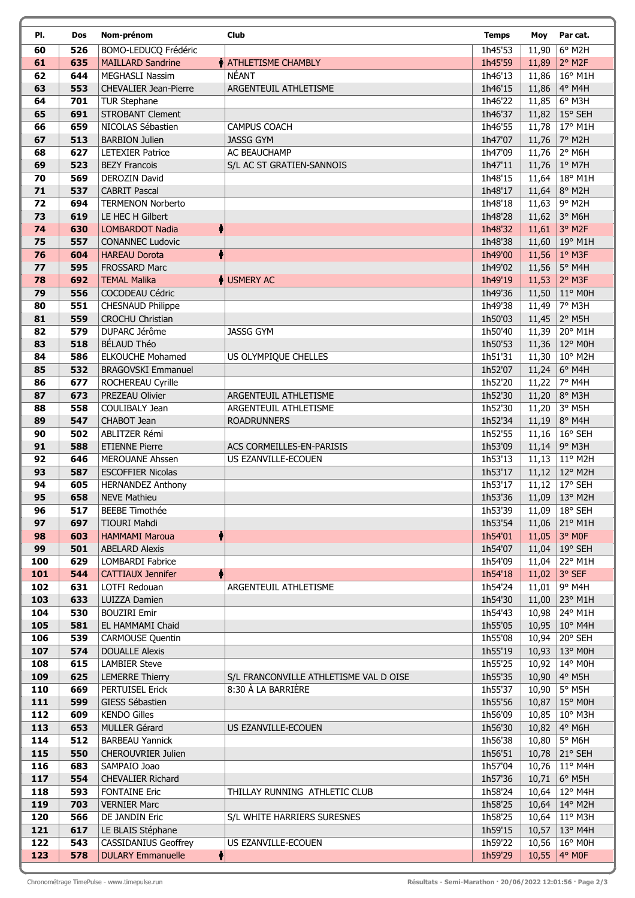| Pl. | Dos | Nom-prénom | Club | Temps | Moy | Par cat. |
|---|---|---|---|---|---|---|
| 60 | 526 | BOMO-LEDUCQ Frédéric | | 1h45'53 | 11,90 | 6° M2H |
| 61 | 635 | MAILLARD Sandrine | ATHLETISME CHAMBLY | 1h45'59 | 11,89 | 2° M2F |
| 62 | 644 | MEGHASLI Nassim | NÉANT | 1h46'13 | 11,86 | 16° M1H |
| 63 | 553 | CHEVALIER Jean-Pierre | ARGENTEUIL ATHLETISME | 1h46'15 | 11,86 | 4° M4H |
| 64 | 701 | TUR Stephane | | 1h46'22 | 11,85 | 6° M3H |
| 65 | 691 | STROBANT Clement | | 1h46'37 | 11,82 | 15° SEH |
| 66 | 659 | NICOLAS Sébastien | CAMPUS COACH | 1h46'55 | 11,78 | 17° M1H |
| 67 | 513 | BARBION Julien | JASSG GYM | 1h47'07 | 11,76 | 7° M2H |
| 68 | 627 | LETEXIER Patrice | AC BEAUCHAMP | 1h47'09 | 11,76 | 2° M6H |
| 69 | 523 | BEZY Francois | S/L AC ST GRATIEN-SANNOIS | 1h47'11 | 11,76 | 1° M7H |
| 70 | 569 | DEROZIN David | | 1h48'15 | 11,64 | 18° M1H |
| 71 | 537 | CABRIT Pascal | | 1h48'17 | 11,64 | 8° M2H |
| 72 | 694 | TERMENON Norberto | | 1h48'18 | 11,63 | 9° M2H |
| 73 | 619 | LE HEC H Gilbert | | 1h48'28 | 11,62 | 3° M6H |
| 74 | 630 | LOMBARDOT Nadia | | 1h48'32 | 11,61 | 3° M2F |
| 75 | 557 | CONANNEC Ludovic | | 1h48'38 | 11,60 | 19° M1H |
| 76 | 604 | HAREAU Dorota | | 1h49'00 | 11,56 | 1° M3F |
| 77 | 595 | FROSSARD Marc | | 1h49'02 | 11,56 | 5° M4H |
| 78 | 692 | TEMAL Malika | USMERY AC | 1h49'19 | 11,53 | 2° M3F |
| 79 | 556 | COCODEAU Cédric | | 1h49'36 | 11,50 | 11° M0H |
| 80 | 551 | CHESNAUD Philippe | | 1h49'38 | 11,49 | 7° M3H |
| 81 | 559 | CROCHU Christian | | 1h50'03 | 11,45 | 2° M5H |
| 82 | 579 | DUPARC Jérôme | JASSG GYM | 1h50'40 | 11,39 | 20° M1H |
| 83 | 518 | BÉLAUD Théo | | 1h50'53 | 11,36 | 12° M0H |
| 84 | 586 | ELKOUCHE Mohamed | US OLYMPIQUE CHELLES | 1h51'31 | 11,30 | 10° M2H |
| 85 | 532 | BRAGOVSKI Emmanuel | | 1h52'07 | 11,24 | 6° M4H |
| 86 | 677 | ROCHEREAU Cyrille | | 1h52'20 | 11,22 | 7° M4H |
| 87 | 673 | PREZEAU Olivier | ARGENTEUIL ATHLETISME | 1h52'30 | 11,20 | 8° M3H |
| 88 | 558 | COULIBALY Jean | ARGENTEUIL ATHLETISME | 1h52'30 | 11,20 | 3° M5H |
| 89 | 547 | CHABOT Jean | ROADRUNNERS | 1h52'34 | 11,19 | 8° M4H |
| 90 | 502 | ABLITZER Rémi | | 1h52'55 | 11,16 | 16° SEH |
| 91 | 588 | ETIENNE Pierre | ACS CORMEILLES-EN-PARISIS | 1h53'09 | 11,14 | 9° M3H |
| 92 | 646 | MEROUANE Ahssen | US EZANVILLE-ECOUEN | 1h53'13 | 11,13 | 11° M2H |
| 93 | 587 | ESCOFFIER Nicolas | | 1h53'17 | 11,12 | 12° M2H |
| 94 | 605 | HERNANDEZ Anthony | | 1h53'17 | 11,12 | 17° SEH |
| 95 | 658 | NEVE Mathieu | | 1h53'36 | 11,09 | 13° M2H |
| 96 | 517 | BEEBE Timothée | | 1h53'39 | 11,09 | 18° SEH |
| 97 | 697 | TIOURI Mahdi | | 1h53'54 | 11,06 | 21° M1H |
| 98 | 603 | HAMMAMI Maroua | | 1h54'01 | 11,05 | 3° M0F |
| 99 | 501 | ABELARD Alexis | | 1h54'07 | 11,04 | 19° SEH |
| 100 | 629 | LOMBARDI Fabrice | | 1h54'09 | 11,04 | 22° M1H |
| 101 | 544 | CATTIAUX Jennifer | | 1h54'18 | 11,02 | 3° SEF |
| 102 | 631 | LOTFI Redouan | ARGENTEUIL ATHLETISME | 1h54'24 | 11,01 | 9° M4H |
| 103 | 633 | LUIZZA Damien | | 1h54'30 | 11,00 | 23° M1H |
| 104 | 530 | BOUZIRI Emir | | 1h54'43 | 10,98 | 24° M1H |
| 105 | 581 | EL HAMMAMI Chaid | | 1h55'05 | 10,95 | 10° M4H |
| 106 | 539 | CARMOUSE Quentin | | 1h55'08 | 10,94 | 20° SEH |
| 107 | 574 | DOUALLE Alexis | | 1h55'19 | 10,93 | 13° M0H |
| 108 | 615 | LAMBIER Steve | | 1h55'25 | 10,92 | 14° M0H |
| 109 | 625 | LEMERRE Thierry | S/L FRANCONVILLE ATHLETISME VAL D OISE | 1h55'35 | 10,90 | 4° M5H |
| 110 | 669 | PERTUISEL Erick | 8:30 À LA BARRIÈRE | 1h55'37 | 10,90 | 5° M5H |
| 111 | 599 | GIESS Sébastien | | 1h55'56 | 10,87 | 15° M0H |
| 112 | 609 | KENDO Gilles | | 1h56'09 | 10,85 | 10° M3H |
| 113 | 653 | MULLER Gérard | US EZANVILLE-ECOUEN | 1h56'30 | 10,82 | 4° M6H |
| 114 | 512 | BARBEAU Yannick | | 1h56'38 | 10,80 | 5° M6H |
| 115 | 550 | CHEROUVRIER Julien | | 1h56'51 | 10,78 | 21° SEH |
| 116 | 683 | SAMPAIO Joao | | 1h57'04 | 10,76 | 11° M4H |
| 117 | 554 | CHEVALIER Richard | | 1h57'36 | 10,71 | 6° M5H |
| 118 | 593 | FONTAINE Eric | THILLAY RUNNING ATHLETIC CLUB | 1h58'24 | 10,64 | 12° M4H |
| 119 | 703 | VERNIER Marc | | 1h58'25 | 10,64 | 14° M2H |
| 120 | 566 | DE JANDIN Eric | S/L WHITE HARRIERS SURESNES | 1h58'25 | 10,64 | 11° M3H |
| 121 | 617 | LE BLAIS Stéphane | | 1h59'15 | 10,57 | 13° M4H |
| 122 | 543 | CASSIDANIUS Geoffrey | US EZANVILLE-ECOUEN | 1h59'22 | 10,56 | 16° M0H |
| 123 | 578 | DULARY Emmanuelle | | 1h59'29 | 10,55 | 4° M0F |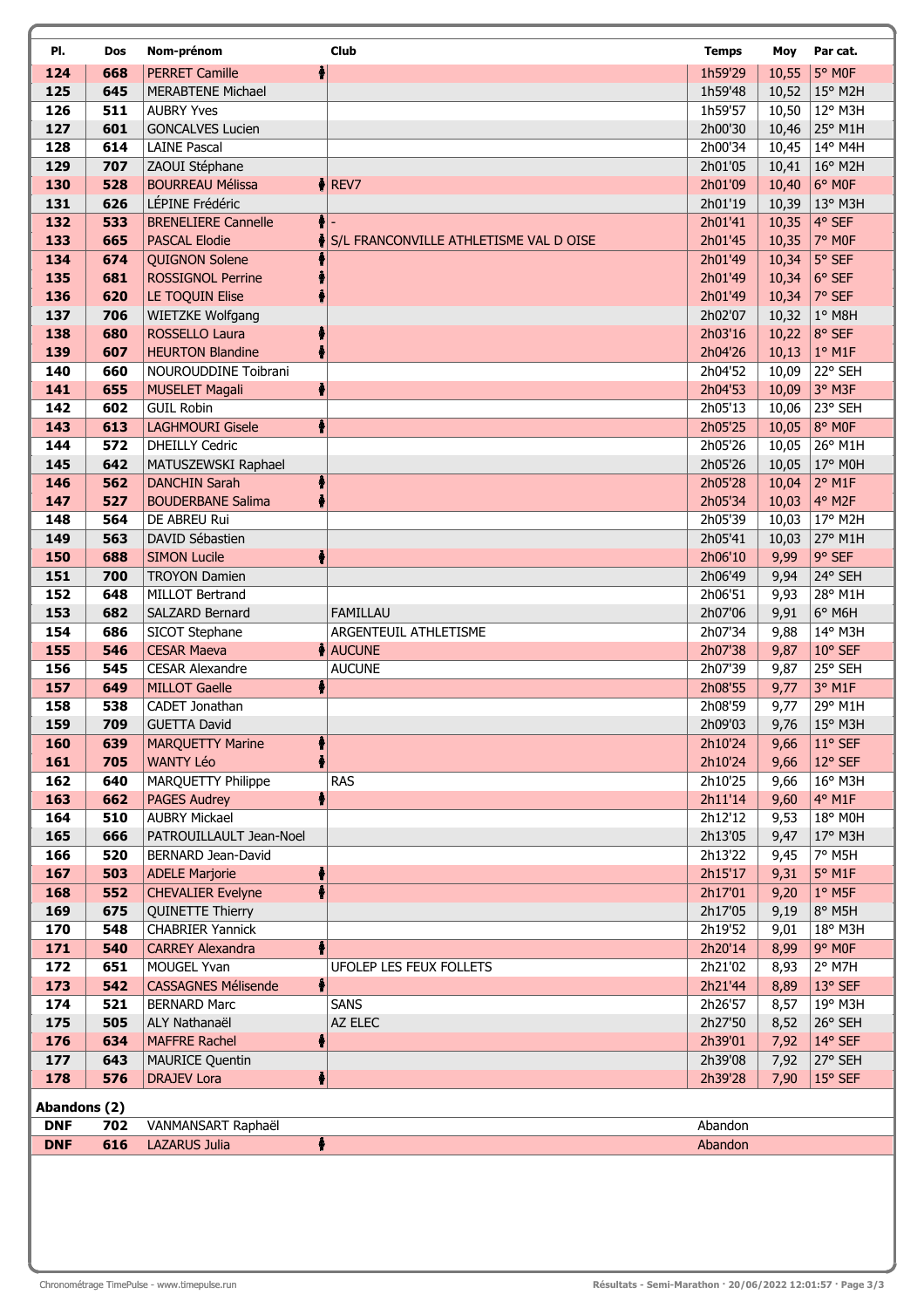| Pl. | Dos | Nom-prénom | Club | Temps | Moy | Par cat. |
|---|---|---|---|---|---|---|
| 124 | 668 | PERRET Camille | | 1h59'29 | 10,55 | 5° M0F |
| 125 | 645 | MERABTENE Michael | | 1h59'48 | 10,52 | 15° M2H |
| 126 | 511 | AUBRY Yves | | 1h59'57 | 10,50 | 12° M3H |
| 127 | 601 | GONCALVES Lucien | | 2h00'30 | 10,46 | 25° M1H |
| 128 | 614 | LAINE Pascal | | 2h00'34 | 10,45 | 14° M4H |
| 129 | 707 | ZAOUI Stéphane | | 2h01'05 | 10,41 | 16° M2H |
| 130 | 528 | BOURREAU Mélissa | REV7 | 2h01'09 | 10,40 | 6° M0F |
| 131 | 626 | LÉPINE Frédéric | | 2h01'19 | 10,39 | 13° M3H |
| 132 | 533 | BRENELIERE Cannelle | - | 2h01'41 | 10,35 | 4° SEF |
| 133 | 665 | PASCAL Elodie | S/L FRANCONVILLE ATHLETISME VAL D OISE | 2h01'45 | 10,35 | 7° M0F |
| 134 | 674 | QUIGNON Solene | | 2h01'49 | 10,34 | 5° SEF |
| 135 | 681 | ROSSIGNOL Perrine | | 2h01'49 | 10,34 | 6° SEF |
| 136 | 620 | LE TOQUIN Elise | | 2h01'49 | 10,34 | 7° SEF |
| 137 | 706 | WIETZKE Wolfgang | | 2h02'07 | 10,32 | 1° M8H |
| 138 | 680 | ROSSELLO Laura | | 2h03'16 | 10,22 | 8° SEF |
| 139 | 607 | HEURTON Blandine | | 2h04'26 | 10,13 | 1° M1F |
| 140 | 660 | NOUROUDDINE Toibrani | | 2h04'52 | 10,09 | 22° SEH |
| 141 | 655 | MUSELET Magali | | 2h04'53 | 10,09 | 3° M3F |
| 142 | 602 | GUIL Robin | | 2h05'13 | 10,06 | 23° SEH |
| 143 | 613 | LAGHMOURI Gisele | | 2h05'25 | 10,05 | 8° M0F |
| 144 | 572 | DHEILLY Cedric | | 2h05'26 | 10,05 | 26° M1H |
| 145 | 642 | MATUSZEWSKI Raphael | | 2h05'26 | 10,05 | 17° M0H |
| 146 | 562 | DANCHIN Sarah | | 2h05'28 | 10,04 | 2° M1F |
| 147 | 527 | BOUDERBANE Salima | | 2h05'34 | 10,03 | 4° M2F |
| 148 | 564 | DE ABREU Rui | | 2h05'39 | 10,03 | 17° M2H |
| 149 | 563 | DAVID Sébastien | | 2h05'41 | 10,03 | 27° M1H |
| 150 | 688 | SIMON Lucile | | 2h06'10 | 9,99 | 9° SEF |
| 151 | 700 | TROYON Damien | | 2h06'49 | 9,94 | 24° SEH |
| 152 | 648 | MILLOT Bertrand | | 2h06'51 | 9,93 | 28° M1H |
| 153 | 682 | SALZARD Bernard | FAMILLAU | 2h07'06 | 9,91 | 6° M6H |
| 154 | 686 | SICOT Stephane | ARGENTEUIL ATHLETISME | 2h07'34 | 9,88 | 14° M3H |
| 155 | 546 | CESAR Maeva | AUCUNE | 2h07'38 | 9,87 | 10° SEF |
| 156 | 545 | CESAR Alexandre | AUCUNE | 2h07'39 | 9,87 | 25° SEH |
| 157 | 649 | MILLOT Gaelle | | 2h08'55 | 9,77 | 3° M1F |
| 158 | 538 | CADET Jonathan | | 2h08'59 | 9,77 | 29° M1H |
| 159 | 709 | GUETTA David | | 2h09'03 | 9,76 | 15° M3H |
| 160 | 639 | MARQUETTY Marine | | 2h10'24 | 9,66 | 11° SEF |
| 161 | 705 | WANTY Léo | | 2h10'24 | 9,66 | 12° SEF |
| 162 | 640 | MARQUETTY Philippe | RAS | 2h10'25 | 9,66 | 16° M3H |
| 163 | 662 | PAGES Audrey | | 2h11'14 | 9,60 | 4° M1F |
| 164 | 510 | AUBRY Mickael | | 2h12'12 | 9,53 | 18° M0H |
| 165 | 666 | PATROUILLAULT Jean-Noel | | 2h13'05 | 9,47 | 17° M3H |
| 166 | 520 | BERNARD Jean-David | | 2h13'22 | 9,45 | 7° M5H |
| 167 | 503 | ADELE Marjorie | | 2h15'17 | 9,31 | 5° M1F |
| 168 | 552 | CHEVALIER Evelyne | | 2h17'01 | 9,20 | 1° M5F |
| 169 | 675 | QUINETTE Thierry | | 2h17'05 | 9,19 | 8° M5H |
| 170 | 548 | CHABRIER Yannick | | 2h19'52 | 9,01 | 18° M3H |
| 171 | 540 | CARREY Alexandra | | 2h20'14 | 8,99 | 9° M0F |
| 172 | 651 | MOUGEL Yvan | UFOLEP LES FEUX FOLLETS | 2h21'02 | 8,93 | 2° M7H |
| 173 | 542 | CASSAGNES Mélisende | | 2h21'44 | 8,89 | 13° SEF |
| 174 | 521 | BERNARD Marc | SANS | 2h26'57 | 8,57 | 19° M3H |
| 175 | 505 | ALY Nathanaël | AZ ELEC | 2h27'50 | 8,52 | 26° SEH |
| 176 | 634 | MAFFRE Rachel | | 2h39'01 | 7,92 | 14° SEF |
| 177 | 643 | MAURICE Quentin | | 2h39'08 | 7,92 | 27° SEH |
| 178 | 576 | DRAJEV Lora | | 2h39'28 | 7,90 | 15° SEF |

**Abandons (2)**

| | | | | | | |
|---|---|---|---|---|---|---|
| DNF | 702 | VANMANSART Raphaël | | Abandon | | |
| DNF | 616 | LAZARUS Julia | | Abandon | | |